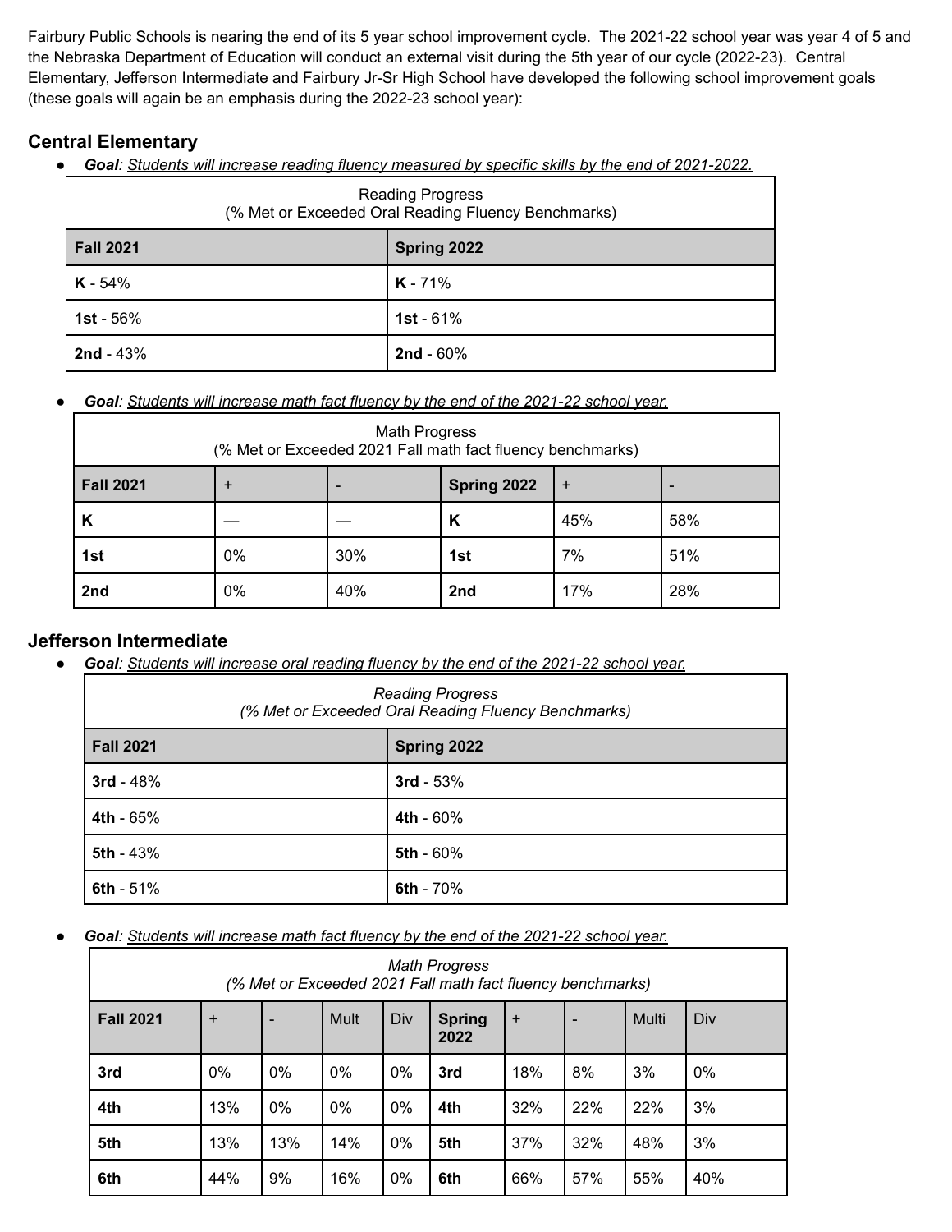Fairbury Public Schools is nearing the end of its 5 year school improvement cycle. The 2021-22 school year was year 4 of 5 and the Nebraska Department of Education will conduct an external visit during the 5th year of our cycle (2022-23). Central Elementary, Jefferson Intermediate and Fairbury Jr-Sr High School have developed the following school improvement goals (these goals will again be an emphasis during the 2022-23 school year):

## Central Elementary

- ***Goal***: *Students will increase reading fluency measured by specific skills by the end of 2021-2022.*

| Reading Progress (% Met or Exceeded Oral Reading Fluency Benchmarks) | |
|---|---|
| **Fall 2021** | **Spring 2022** |
| **K** - 54% | **K** - 71% |
| **1st** - 56% | **1st** - 61% |
| **2nd** - 43% | **2nd** - 60% |

- ***Goal***: *Students will increase math fact fluency by the end of the 2021-22 school year.*

| Math Progress (% Met or Exceeded 2021 Fall math fact fluency benchmarks) | | | | | |
|---|---|---|---|---|---|
| **Fall 2021** | + | - | **Spring 2022** | + | - |
| **K** | — | — | **K** | 45% | 58% |
| **1st** | 0% | 30% | **1st** | 7% | 51% |
| **2nd** | 0% | 40% | **2nd** | 17% | 28% |

## Jefferson Intermediate

- ***Goal***: *Students will increase oral reading fluency by the end of the 2021-22 school year.*

| *Reading Progress (% Met or Exceeded Oral Reading Fluency Benchmarks)* | |
|---|---|
| **Fall 2021** | **Spring 2022** |
| **3rd** - 48% | **3rd** - 53% |
| **4th** - 65% | **4th** - 60% |
| **5th** - 43% | **5th** - 60% |
| **6th** - 51% | **6th** - 70% |

- ***Goal***: *Students will increase math fact fluency by the end of the 2021-22 school year.*

| *Math Progress (% Met or Exceeded 2021 Fall math fact fluency benchmarks)* | | | | | | | | | |
|---|---|---|---|---|---|---|---|---|---|
| **Fall 2021** | + | - | Mult | Div | **Spring 2022** | + | - | Multi | Div |
| **3rd** | 0% | 0% | 0% | 0% | **3rd** | 18% | 8% | 3% | 0% |
| **4th** | 13% | 0% | 0% | 0% | **4th** | 32% | 22% | 22% | 3% |
| **5th** | 13% | 13% | 14% | 0% | **5th** | 37% | 32% | 48% | 3% |
| **6th** | 44% | 9% | 16% | 0% | **6th** | 66% | 57% | 55% | 40% |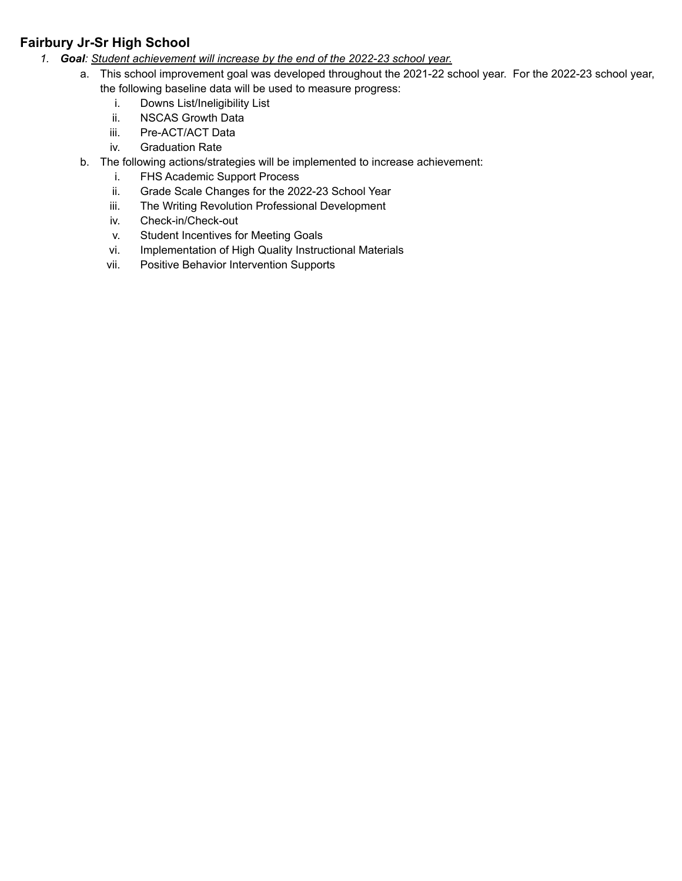## Fairbury Jr-Sr High School

1. ***Goal**: Student achievement will increase by the end of the 2022-23 school year.*
   a. This school improvement goal was developed throughout the 2021-22 school year. For the 2022-23 school year, the following baseline data will be used to measure progress:
      i. Downs List/Ineligibility List
      ii. NSCAS Growth Data
      iii. Pre-ACT/ACT Data
      iv. Graduation Rate
   b. The following actions/strategies will be implemented to increase achievement:
      i. FHS Academic Support Process
      ii. Grade Scale Changes for the 2022-23 School Year
      iii. The Writing Revolution Professional Development
      iv. Check-in/Check-out
      v. Student Incentives for Meeting Goals
      vi. Implementation of High Quality Instructional Materials
      vii. Positive Behavior Intervention Supports